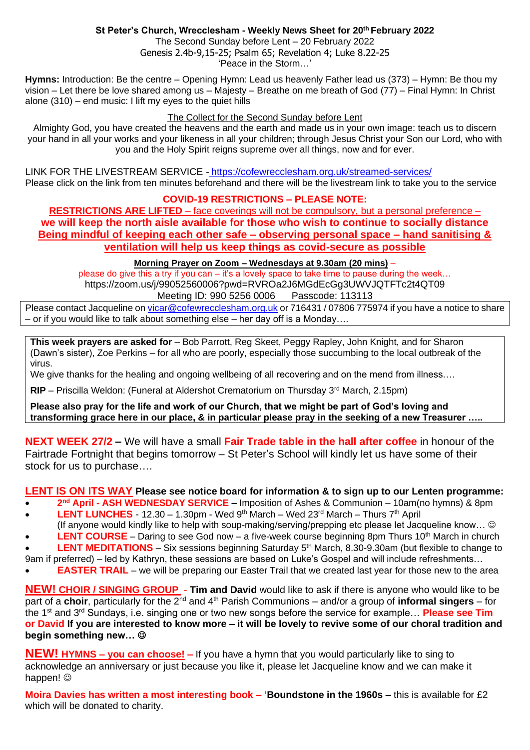**St Peter's Church, Wrecclesham - Weekly News Sheet for 20th February 2022**

The Second Sunday before Lent – 20 February 2022

Genesis 2.4b-9,15-25; Psalm 65; Revelation 4; Luke 8.22-25

'Peace in the Storm…'

**Hymns:** Introduction: Be the centre – Opening Hymn: Lead us heavenly Father lead us (373) – Hymn: Be thou my vision – Let there be love shared among us – Majesty – Breathe on me breath of God (77) – Final Hymn: In Christ alone (310) – end music: I lift my eyes to the quiet hills

The Collect for the Second Sunday before Lent

Almighty God, you have created the heavens and the earth and made us in your own image: teach us to discern your hand in all your works and your likeness in all your children; through Jesus Christ your Son our Lord, who with you and the Holy Spirit reigns supreme over all things, now and for ever.

LINK FOR THE LIVESTREAM SERVICE - https://cofewrecclesham.org.uk/streamed-services/

Please click on the link from ten minutes beforehand and there will be the livestream link to take you to the service

**COVID-19 RESTRICTIONS – PLEASE NOTE:**

**RESTRICTIONS ARE LIFTED** – face coverings will not be compulsory, but a personal preference – **we will keep the north aisle available for those who wish to continue to socially distance Being mindful of keeping each other safe – observing personal space – hand sanitising & ventilation will help us keep things as covid-secure as possible**

**Morning Prayer on Zoom – Wednesdays at 9.30am (20 mins)** –

please do give this a try if you can – it's a lovely space to take time to pause during the week…

https://zoom.us/j/99052560006?pwd=RVROa2J6MGdEcGg3UWVJQTFTc2t4QT09

Meeting ID: 990 5256 0006 Passcode: 113113

Please contact Jacqueline on vicar@cofewrecclesham.org.uk or 716431 / 07806 775974 if you have a notice to share – or if you would like to talk about something else – her day off is a Monday….

**This week prayers are asked for** – Bob Parrott, Reg Skeet, Peggy Rapley, John Knight, and for Sharon (Dawn's sister), Zoe Perkins – for all who are poorly, especially those succumbing to the local outbreak of the virus.

We give thanks for the healing and ongoing wellbeing of all recovering and on the mend from illness….

**RIP** – Priscilla Weldon: (Funeral at Aldershot Crematorium on Thursday 3rd March, 2.15pm)

**Please also pray for the life and work of our Church, that we might be part of God's loving and transforming grace here in our place, & in particular please pray in the seeking of a new Treasurer …..**

**NEXT WEEK 27/2 –** We will have a small **Fair Trade table in the hall after coffee** in honour of the Fairtrade Fortnight that begins tomorrow – St Peter's School will kindly let us have some of their stock for us to purchase….

**LENT IS ON ITS WAY Please see notice board for information & to sign up to our Lenten programme:**

- **2nd April - ASH WEDNESDAY SERVICE –** Imposition of Ashes & Communion – 10am(no hymns) & 8pm
- **LENT LUNCHES** - 12.30 – 1.30pm - Wed 9th March – Wed 23rd March – Thurs 7th April
  (If anyone would kindly like to help with soup-making/serving/prepping etc please let Jacqueline know… ☺
- **LENT COURSE** – Daring to see God now – a five-week course beginning 8pm Thurs 10th March in church
- **LENT MEDITATIONS** – Six sessions beginning Saturday 5th March, 8.30-9.30am (but flexible to change to 9am if preferred) – led by Kathryn, these sessions are based on Luke's Gospel and will include refreshments…
- **EASTER TRAIL** – we will be preparing our Easter Trail that we created last year for those new to the area

**NEW! CHOIR / SINGING GROUP** - **Tim and David** would like to ask if there is anyone who would like to be part of a **choir**, particularly for the 2nd and 4th Parish Communions – and/or a group of **informal singers** – for the 1st and 3rd Sundays, i.e. singing one or two new songs before the service for example… **Please see Tim or David If you are interested to know more – it will be lovely to revive some of our choral tradition and begin something new… ☺**

**NEW! HYMNS – you can choose! –** If you have a hymn that you would particularly like to sing to acknowledge an anniversary or just because you like it, please let Jacqueline know and we can make it happen! ☺

**Moira Davies has written a most interesting book – 'Boundstone in the 1960s –** this is available for £2 which will be donated to charity.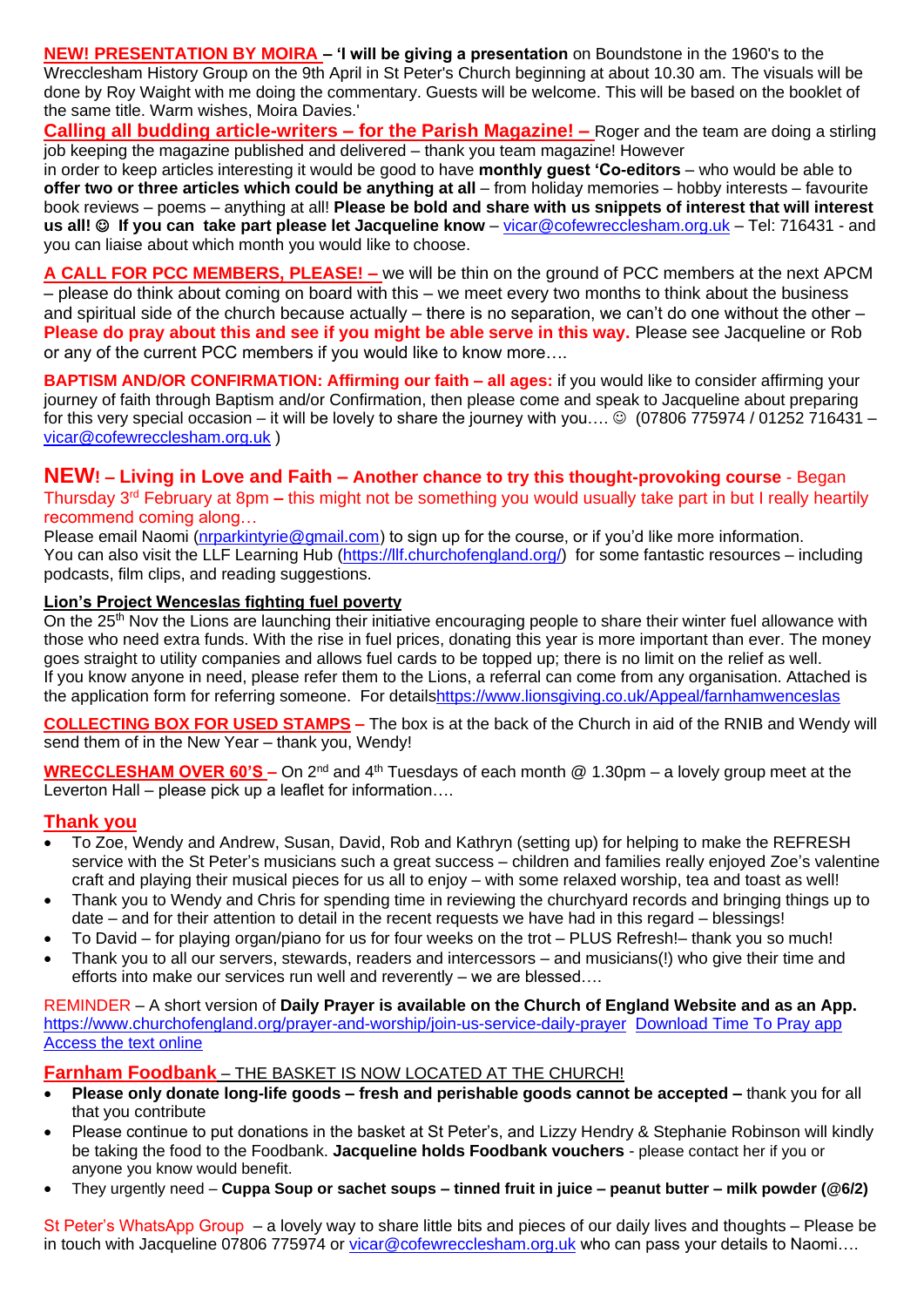**NEW! PRESENTATION BY MOIRA – 'I will be giving a presentation** on Boundstone in the 1960's to the Wrecclesham History Group on the 9th April in St Peter's Church beginning at about 10.30 am. The visuals will be done by Roy Waight with me doing the commentary. Guests will be welcome. This will be based on the booklet of the same title. Warm wishes, Moira Davies.'

**Calling all budding article-writers – for the Parish Magazine! –** Roger and the team are doing a stirling job keeping the magazine published and delivered – thank you team magazine! However in order to keep articles interesting it would be good to have **monthly guest 'Co-editors** – who would be able to **offer two or three articles which could be anything at all** – from holiday memories – hobby interests – favourite book reviews – poems – anything at all! **Please be bold and share with us snippets of interest that will interest us all! ☺ If you can take part please let Jacqueline know** – vicar@cofewrecclesham.org.uk – Tel: 716431 - and you can liaise about which month you would like to choose.

**A CALL FOR PCC MEMBERS, PLEASE! –** we will be thin on the ground of PCC members at the next APCM – please do think about coming on board with this – we meet every two months to think about the business and spiritual side of the church because actually – there is no separation, we can't do one without the other – **Please do pray about this and see if you might be able serve in this way.** Please see Jacqueline or Rob or any of the current PCC members if you would like to know more….

**BAPTISM AND/OR CONFIRMATION: Affirming our faith – all ages:** if you would like to consider affirming your journey of faith through Baptism and/or Confirmation, then please come and speak to Jacqueline about preparing for this very special occasion – it will be lovely to share the journey with you…. ☺ (07806 775974 / 01252 716431 – vicar@cofewrecclesham.org.uk )

**NEW! – Living in Love and Faith – Another chance to try this thought-provoking course** - Began Thursday 3rd February at 8pm **–** this might not be something you would usually take part in but I really heartily recommend coming along…

Please email Naomi (nrparkintyrie@gmail.com) to sign up for the course, or if you'd like more information.
You can also visit the LLF Learning Hub (https://llf.churchofengland.org/) for some fantastic resources – including podcasts, film clips, and reading suggestions.

**Lion's Project Wenceslas fighting fuel poverty**

On the 25th Nov the Lions are launching their initiative encouraging people to share their winter fuel allowance with those who need extra funds. With the rise in fuel prices, donating this year is more important than ever. The money goes straight to utility companies and allows fuel cards to be topped up; there is no limit on the relief as well.
If you know anyone in need, please refer them to the Lions, a referral can come from any organisation. Attached is the application form for referring someone. For detailshttps://www.lionsgiving.co.uk/Appeal/farnhamwenceslas

**COLLECTING BOX FOR USED STAMPS –** The box is at the back of the Church in aid of the RNIB and Wendy will send them of in the New Year – thank you, Wendy!

**WRECCLESHAM OVER 60'S –** On 2nd and 4th Tuesdays of each month @ 1.30pm – a lovely group meet at the Leverton Hall – please pick up a leaflet for information….

## Thank you

- To Zoe, Wendy and Andrew, Susan, David, Rob and Kathryn (setting up) for helping to make the REFRESH service with the St Peter's musicians such a great success – children and families really enjoyed Zoe's valentine craft and playing their musical pieces for us all to enjoy – with some relaxed worship, tea and toast as well!
- Thank you to Wendy and Chris for spending time in reviewing the churchyard records and bringing things up to date – and for their attention to detail in the recent requests we have had in this regard – blessings!
- To David – for playing organ/piano for us for four weeks on the trot – PLUS Refresh!– thank you so much!
- Thank you to all our servers, stewards, readers and intercessors – and musicians(!) who give their time and efforts into make our services run well and reverently – we are blessed….

REMINDER – A short version of **Daily Prayer is available on the Church of England Website and as an App.** https://www.churchofengland.org/prayer-and-worship/join-us-service-daily-prayer Download Time To Pray app Access the text online

**Farnham Foodbank** – THE BASKET IS NOW LOCATED AT THE CHURCH!

- **Please only donate long-life goods – fresh and perishable goods cannot be accepted –** thank you for all that you contribute
- Please continue to put donations in the basket at St Peter's, and Lizzy Hendry & Stephanie Robinson will kindly be taking the food to the Foodbank. **Jacqueline holds Foodbank vouchers** - please contact her if you or anyone you know would benefit.
- They urgently need – **Cuppa Soup or sachet soups – tinned fruit in juice – peanut butter – milk powder (@6/2)**

St Peter's WhatsApp Group – a lovely way to share little bits and pieces of our daily lives and thoughts – Please be in touch with Jacqueline 07806 775974 or vicar@cofewrecclesham.org.uk who can pass your details to Naomi….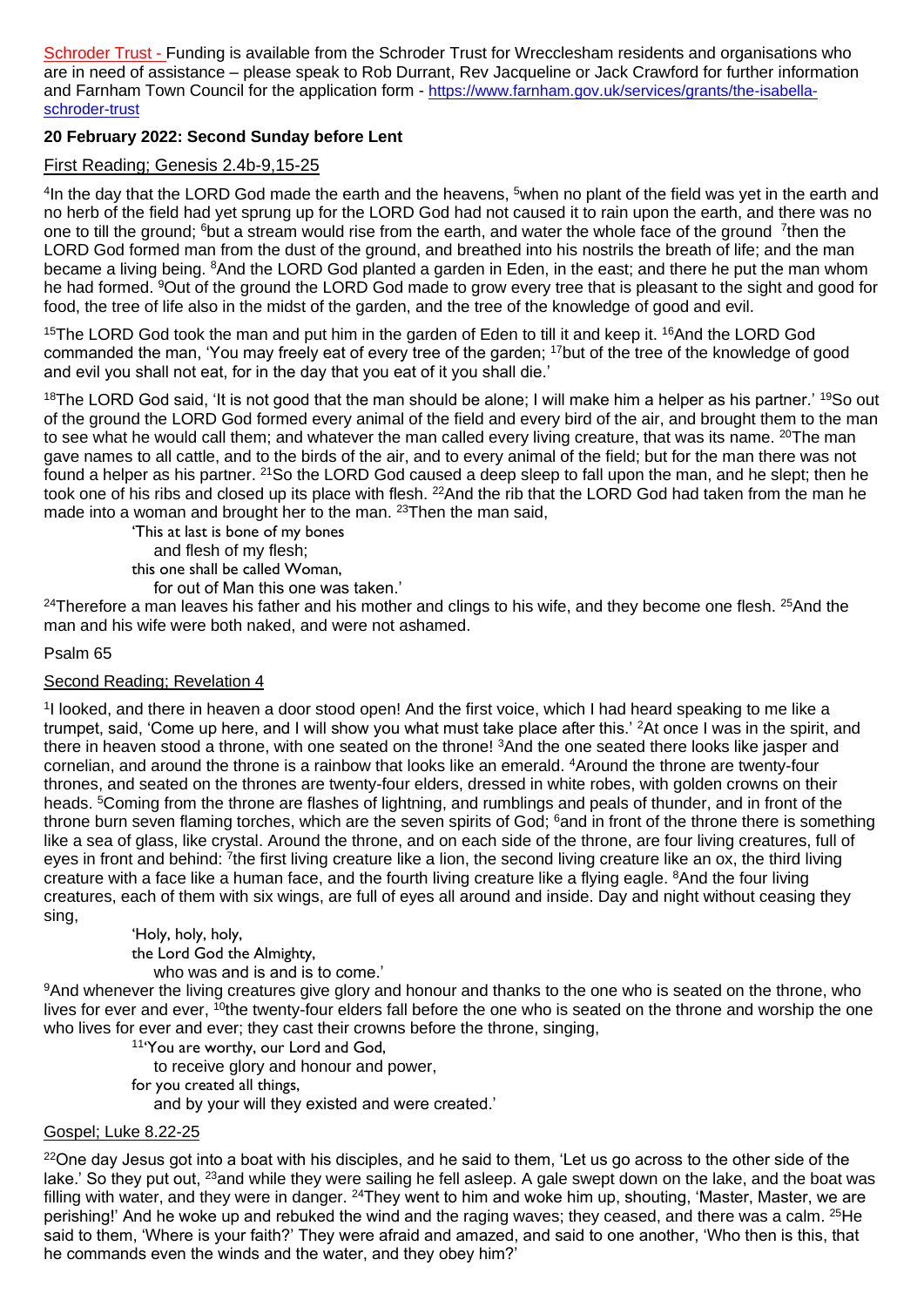Schroder Trust - Funding is available from the Schroder Trust for Wrecclesham residents and organisations who are in need of assistance – please speak to Rob Durrant, Rev Jacqueline or Jack Crawford for further information and Farnham Town Council for the application form - https://www.farnham.gov.uk/services/grants/the-isabella-schroder-trust

**20 February 2022: Second Sunday before Lent**

First Reading; Genesis 2.4b-9,15-25

[4]In the day that the LORD God made the earth and the heavens, [5]when no plant of the field was yet in the earth and no herb of the field had yet sprung up for the LORD God had not caused it to rain upon the earth, and there was no one to till the ground; [6]but a stream would rise from the earth, and water the whole face of the ground [7]then the LORD God formed man from the dust of the ground, and breathed into his nostrils the breath of life; and the man became a living being. [8]And the LORD God planted a garden in Eden, in the east; and there he put the man whom he had formed. [9]Out of the ground the LORD God made to grow every tree that is pleasant to the sight and good for food, the tree of life also in the midst of the garden, and the tree of the knowledge of good and evil.

[15]The LORD God took the man and put him in the garden of Eden to till it and keep it. [16]And the LORD God commanded the man, 'You may freely eat of every tree of the garden; [17]but of the tree of the knowledge of good and evil you shall not eat, for in the day that you eat of it you shall die.'

[18]The LORD God said, 'It is not good that the man should be alone; I will make him a helper as his partner.' [19]So out of the ground the LORD God formed every animal of the field and every bird of the air, and brought them to the man to see what he would call them; and whatever the man called every living creature, that was its name. [20]The man gave names to all cattle, and to the birds of the air, and to every animal of the field; but for the man there was not found a helper as his partner. [21]So the LORD God caused a deep sleep to fall upon the man, and he slept; then he took one of his ribs and closed up its place with flesh. [22]And the rib that the LORD God had taken from the man he made into a woman and brought her to the man. [23]Then the man said,

'This at last is bone of my bones
and flesh of my flesh;
this one shall be called Woman,
for out of Man this one was taken.'

[24]Therefore a man leaves his father and his mother and clings to his wife, and they become one flesh. [25]And the man and his wife were both naked, and were not ashamed.

Psalm 65

Second Reading; Revelation 4

[1]I looked, and there in heaven a door stood open! And the first voice, which I had heard speaking to me like a trumpet, said, 'Come up here, and I will show you what must take place after this.' [2]At once I was in the spirit, and there in heaven stood a throne, with one seated on the throne! [3]And the one seated there looks like jasper and cornelian, and around the throne is a rainbow that looks like an emerald. [4]Around the throne are twenty-four thrones, and seated on the thrones are twenty-four elders, dressed in white robes, with golden crowns on their heads. [5]Coming from the throne are flashes of lightning, and rumblings and peals of thunder, and in front of the throne burn seven flaming torches, which are the seven spirits of God; [6]and in front of the throne there is something like a sea of glass, like crystal. Around the throne, and on each side of the throne, are four living creatures, full of eyes in front and behind: [7]the first living creature like a lion, the second living creature like an ox, the third living creature with a face like a human face, and the fourth living creature like a flying eagle. [8]And the four living creatures, each of them with six wings, are full of eyes all around and inside. Day and night without ceasing they sing,

'Holy, holy, holy,
the Lord God the Almighty,
who was and is and is to come.'

[9]And whenever the living creatures give glory and honour and thanks to the one who is seated on the throne, who lives for ever and ever, [10]the twenty-four elders fall before the one who is seated on the throne and worship the one who lives for ever and ever; they cast their crowns before the throne, singing,

[11]'You are worthy, our Lord and God,
to receive glory and honour and power,
for you created all things,
and by your will they existed and were created.'

Gospel; Luke 8.22-25

[22]One day Jesus got into a boat with his disciples, and he said to them, 'Let us go across to the other side of the lake.' So they put out, [23]and while they were sailing he fell asleep. A gale swept down on the lake, and the boat was filling with water, and they were in danger. [24]They went to him and woke him up, shouting, 'Master, Master, we are perishing!' And he woke up and rebuked the wind and the raging waves; they ceased, and there was a calm. [25]He said to them, 'Where is your faith?' They were afraid and amazed, and said to one another, 'Who then is this, that he commands even the winds and the water, and they obey him?'